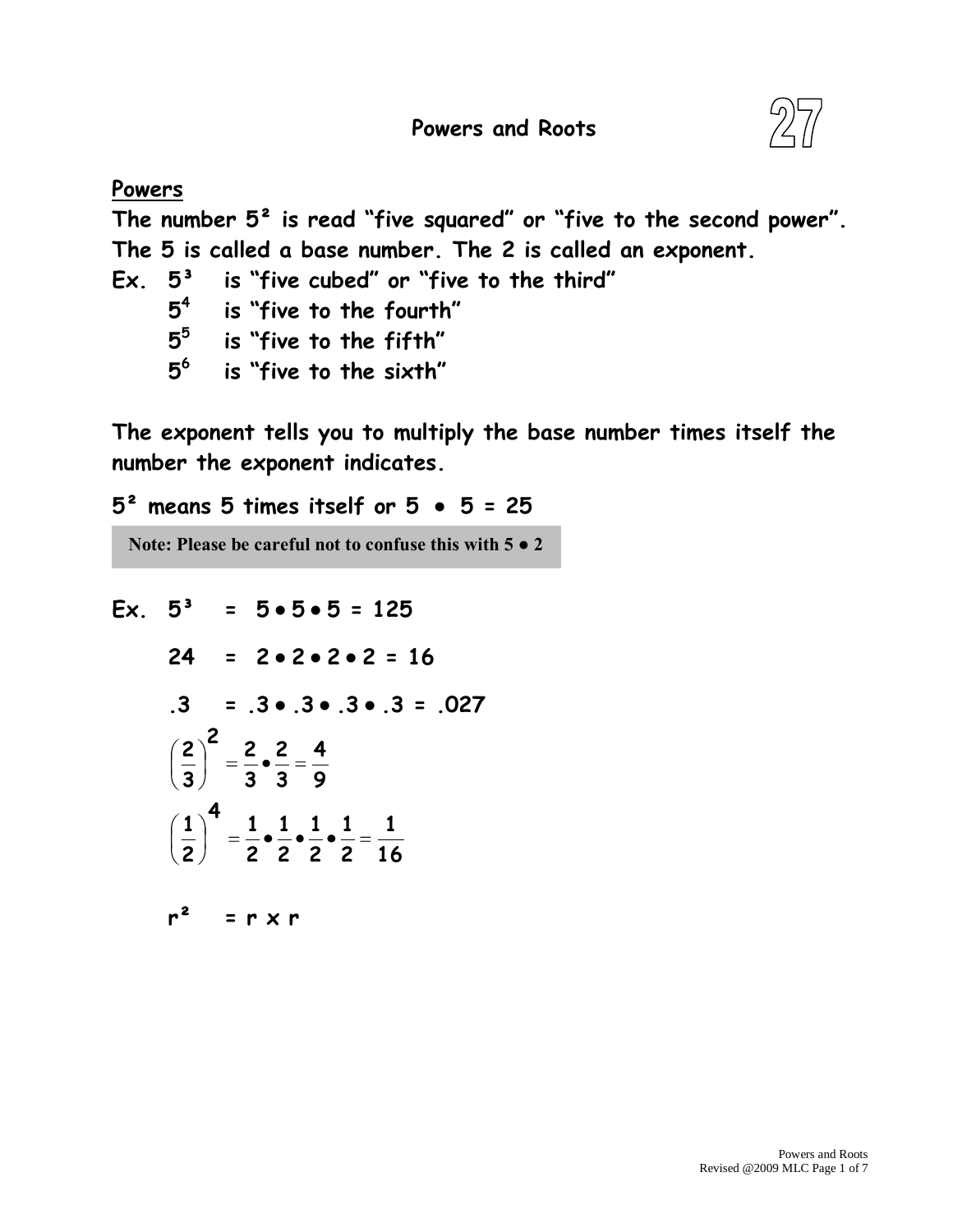# Powers and Roots

27

## Powers

**The number $5^2$ is read "five squared" or "five to the second power". The 5 is called a base number. The 2 is called an exponent.**

**Ex.**
- **$5^3$ is "five cubed" or "five to the third"**
- **$5^4$ is "five to the fourth"**
- **$5^5$ is "five to the fifth"**
- **$5^6$ is "five to the sixth"**

**The exponent tells you to multiply the base number times itself the number the exponent indicates.**

**$5^2$ means 5 times itself or $5 \bullet 5 = 25$**

> **Note: Please be careful not to confuse this with $5 \bullet 2$**

**Ex.**

$$5^3 = 5 \bullet 5 \bullet 5 = 125$$

$$24 = 2 \bullet 2 \bullet 2 \bullet 2 = 16$$

$$.3 = .3 \bullet .3 \bullet .3 \bullet .3 = .027$$

$$\left(\frac{2}{3}\right)^2 = \frac{2}{3} \bullet \frac{2}{3} = \frac{4}{9}$$

$$\left(\frac{1}{2}\right)^4 = \frac{1}{2} \bullet \frac{1}{2} \bullet \frac{1}{2} \bullet \frac{1}{2} = \frac{1}{16}$$

$$r^2 = r \times r$$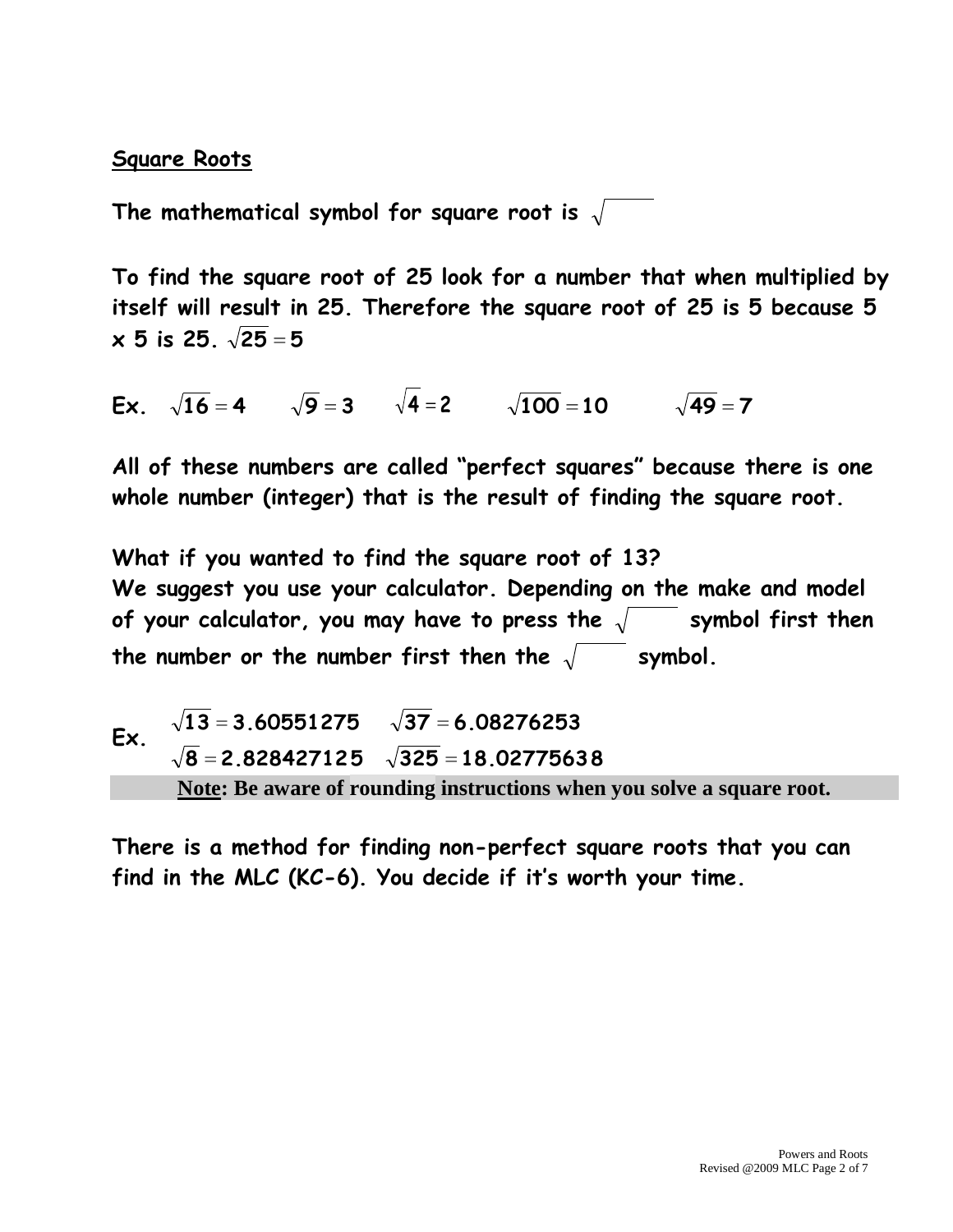## Square Roots

**The mathematical symbol for square root is $\sqrt{\quad}$**

**To find the square root of 25 look for a number that when multiplied by itself will result in 25. Therefore the square root of 25 is 5 because 5 x 5 is 25. $\sqrt{25} = 5$**

**Ex.** $\sqrt{16} = 4$ $\quad \sqrt{9} = 3$ $\quad \sqrt{4} = 2$ $\quad \sqrt{100} = 10$ $\quad \sqrt{49} = 7$

**All of these numbers are called "perfect squares" because there is one whole number (integer) that is the result of finding the square root.**

**What if you wanted to find the square root of 13?**
**We suggest you use your calculator. Depending on the make and model of your calculator, you may have to press the $\sqrt{\quad}$ symbol first then the number or the number first then the $\sqrt{\quad}$ symbol.**

**Ex.**
$\sqrt{13} = 3.60551275 \quad \sqrt{37} = 6.08276253$
$\sqrt{8} = 2.828427125 \quad \sqrt{325} = 18.02775638$

**Note: Be aware of rounding instructions when you solve a square root.**

**There is a method for finding non-perfect square roots that you can find in the MLC (KC-6). You decide if it's worth your time.**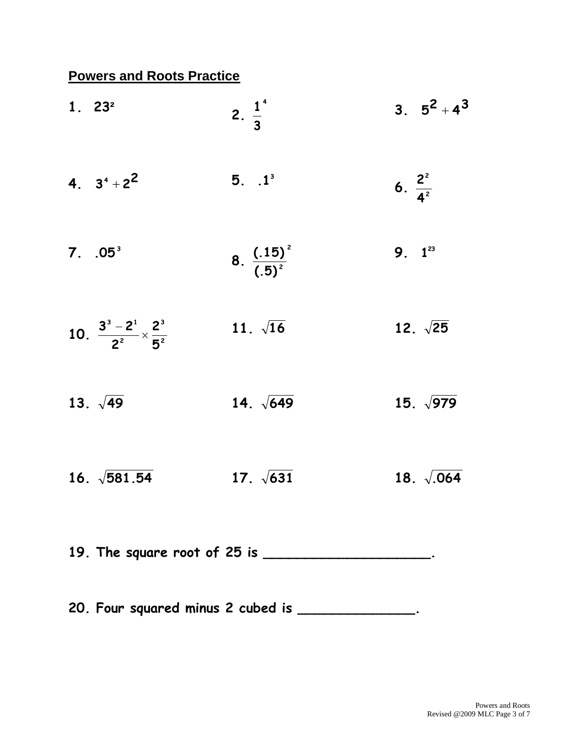## Powers and Roots Practice

1. $23^2$

2. $\frac{1}{3}^4$

3. $5^2 + 4^3$

4. $3^4 + 2^2$

5. $.1^3$

6. $\frac{2^2}{4^2}$

7. $.05^3$

8. $\frac{(.15)^2}{(.5)^2}$

9. $1^{23}$

10. $\frac{3^3 - 2^1}{2^2} \times \frac{2^3}{5^2}$

11. $\sqrt{16}$

12. $\sqrt{25}$

13. $\sqrt{49}$

14. $\sqrt{649}$

15. $\sqrt{979}$

16. $\sqrt{581.54}$

17. $\sqrt{631}$

18. $\sqrt{.064}$

**19. The square root of 25 is ____________________.**

**20. Four squared minus 2 cubed is ______________.**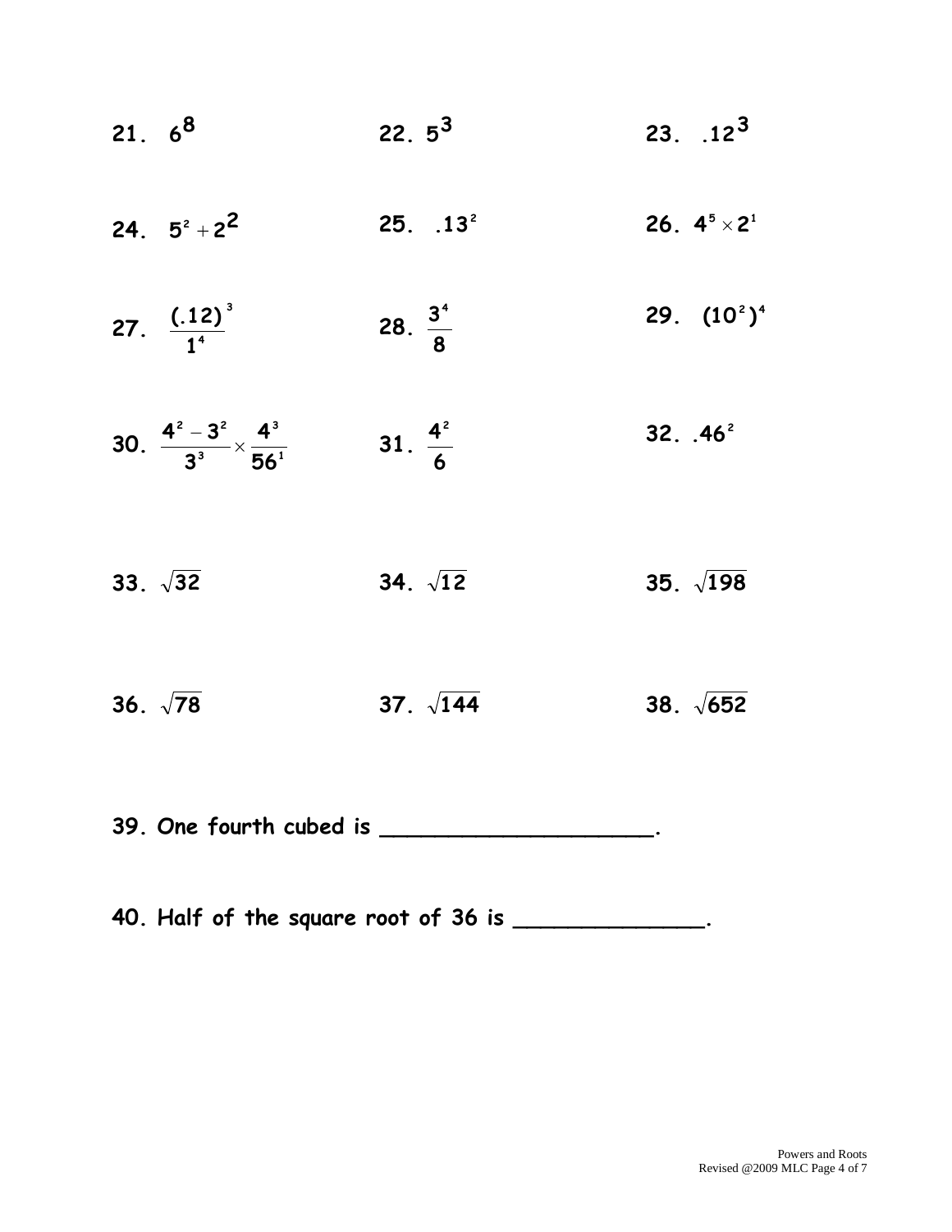21. $6^8$

22. $5^3$

23. $.12^3$

24. $5^2 + 2^2$

25. $.13^2$

26. $4^5 \times 2^1$

27. $\dfrac{(.12)^3}{1^4}$

28. $\dfrac{3^4}{8}$

29. $(10^2)^4$

30. $\dfrac{4^2 - 3^2}{3^3} \times \dfrac{4^3}{56^1}$

31. $\dfrac{4^2}{6}$

32. $.46^2$

33. $\sqrt{32}$

34. $\sqrt{12}$

35. $\sqrt{198}$

36. $\sqrt{78}$

37. $\sqrt{144}$

38. $\sqrt{652}$

39. One fourth cubed is ____________________.

40. Half of the square root of 36 is ______________.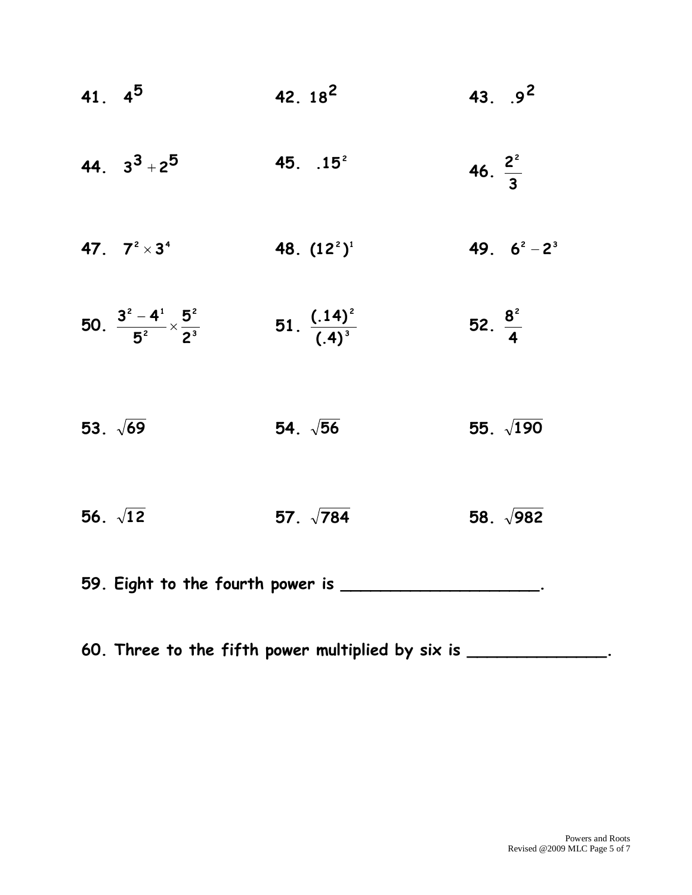41. $4^5$

42. $18^2$

43. $.9^2$

44. $3^3 + 2^5$

45. $.15^2$

46. $\frac{2^2}{3}$

47. $7^2 \times 3^4$

48. $(12^2)^1$

49. $6^2 - 2^3$

50. $\frac{3^2 - 4^1}{5^2} \times \frac{5^2}{2^3}$

51. $\frac{(.14)^2}{(.4)^3}$

52. $\frac{8^2}{4}$

53. $\sqrt{69}$

54. $\sqrt{56}$

55. $\sqrt{190}$

56. $\sqrt{12}$

57. $\sqrt{784}$

58. $\sqrt{982}$

59. Eight to the fourth power is ____________________.

60. Three to the fifth power multiplied by six is ______________.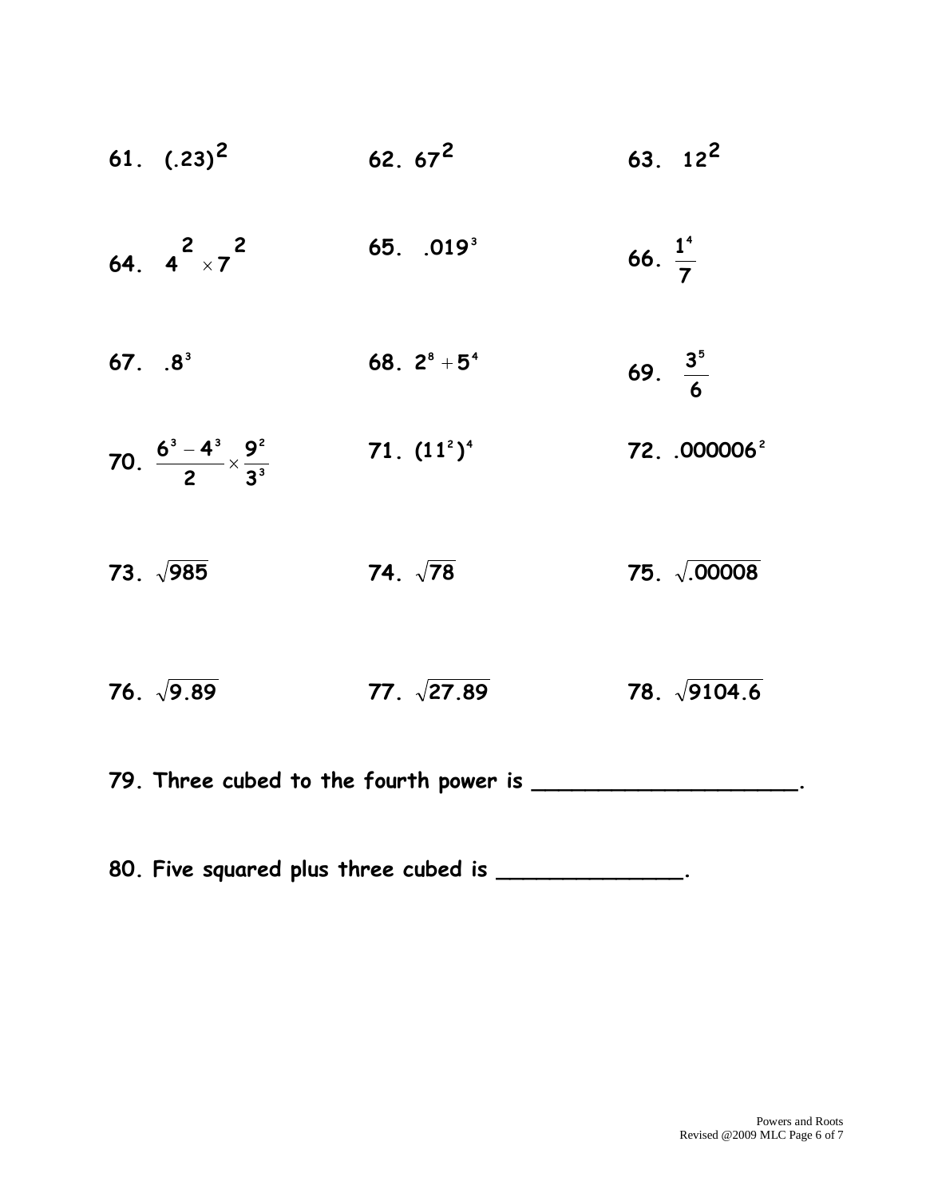61. $(.23)^2$

62. $67^2$

63. $12^2$

64. $4^2 \times 7^2$

65. $.019^3$

66. $\frac{1^4}{7}$

67. $.8^3$

68. $2^8 + 5^4$

69. $\frac{3^5}{6}$

70. $\frac{6^3 - 4^3}{2} \times \frac{9^2}{3^3}$

71. $(11^2)^4$

72. $.000006^2$

73. $\sqrt{985}$

74. $\sqrt{78}$

75. $\sqrt{.00008}$

76. $\sqrt{9.89}$

77. $\sqrt{27.89}$

78. $\sqrt{9104.6}$

79. Three cubed to the fourth power is ____________________.

80. Five squared plus three cubed is ______________.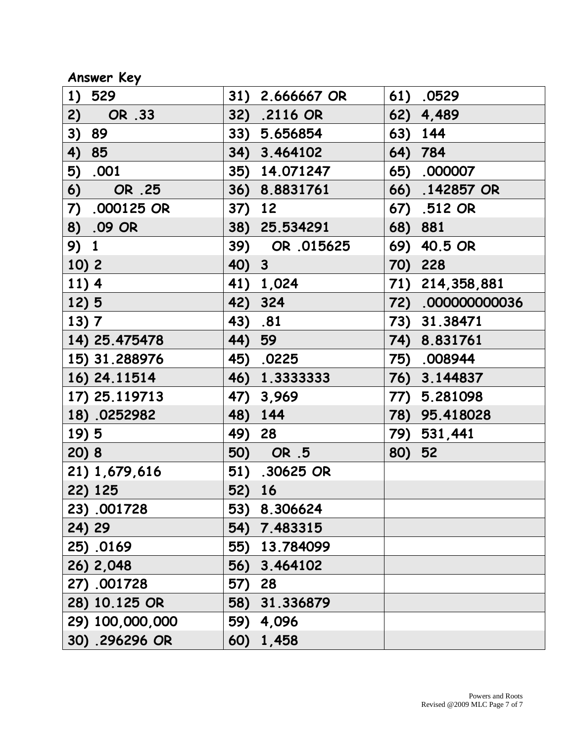Answer Key

| | | |
|---|---|---|
| 1) 529 | 31) 2.666667 OR | 61) .0529 |
| 2) OR .33 | 32) .2116 OR | 62) 4,489 |
| 3) 89 | 33) 5.656854 | 63) 144 |
| 4) 85 | 34) 3.464102 | 64) 784 |
| 5) .001 | 35) 14.071247 | 65) .000007 |
| 6) OR .25 | 36) 8.8831761 | 66) .142857 OR |
| 7) .000125 OR | 37) 12 | 67) .512 OR |
| 8) .09 OR | 38) 25.534291 | 68) 881 |
| 9) 1 | 39) OR .015625 | 69) 40.5 OR |
| 10) 2 | 40) 3 | 70) 228 |
| 11) 4 | 41) 1,024 | 71) 214,358,881 |
| 12) 5 | 42) 324 | 72) .000000000036 |
| 13) 7 | 43) .81 | 73) 31.38471 |
| 14) 25.475478 | 44) 59 | 74) 8.831761 |
| 15) 31.288976 | 45) .0225 | 75) .008944 |
| 16) 24.11514 | 46) 1.3333333 | 76) 3.144837 |
| 17) 25.119713 | 47) 3,969 | 77) 5.281098 |
| 18) .0252982 | 48) 144 | 78) 95.418028 |
| 19) 5 | 49) 28 | 79) 531,441 |
| 20) 8 | 50) OR .5 | 80) 52 |
| 21) 1,679,616 | 51) .30625 OR | |
| 22) 125 | 52) 16 | |
| 23) .001728 | 53) 8.306624 | |
| 24) 29 | 54) 7.483315 | |
| 25) .0169 | 55) 13.784099 | |
| 26) 2,048 | 56) 3.464102 | |
| 27) .001728 | 57) 28 | |
| 28) 10.125 OR | 58) 31.336879 | |
| 29) 100,000,000 | 59) 4,096 | |
| 30) .296296 OR | 60) 1,458 | |